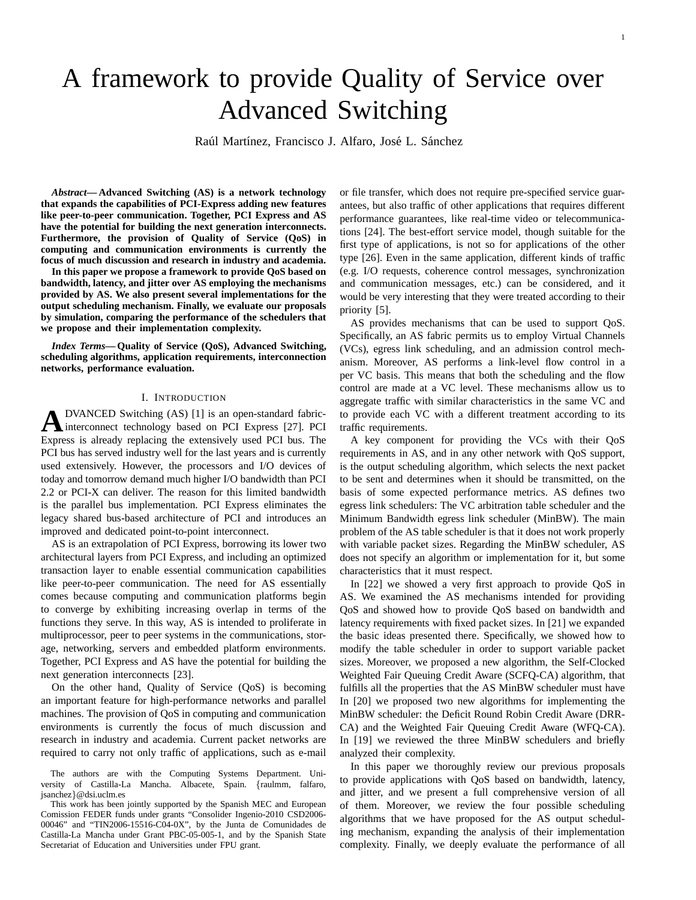# A framework to provide Quality of Service over Advanced Switching

Raúl Martínez, Francisco J. Alfaro, José L. Sánchez

***Abstract*— Advanced Switching (AS) is a network technology that expands the capabilities of PCI-Express adding new features like peer-to-peer communication. Together, PCI Express and AS have the potential for building the next generation interconnects. Furthermore, the provision of Quality of Service (QoS) in computing and communication environments is currently the focus of much discussion and research in industry and academia.**

**In this paper we propose a framework to provide QoS based on bandwidth, latency, and jitter over AS employing the mechanisms provided by AS. We also present several implementations for the output scheduling mechanism. Finally, we evaluate our proposals by simulation, comparing the performance of the schedulers that we propose and their implementation complexity.**

***Index Terms*— Quality of Service (QoS), Advanced Switching, scheduling algorithms, application requirements, interconnection networks, performance evaluation.**

## I. Introduction

ADVANCED Switching (AS) [1] is an open-standard fabric-interconnect technology based on PCI Express [27]. PCI Express is already replacing the extensively used PCI bus. The PCI bus has served industry well for the last years and is currently used extensively. However, the processors and I/O devices of today and tomorrow demand much higher I/O bandwidth than PCI 2.2 or PCI-X can deliver. The reason for this limited bandwidth is the parallel bus implementation. PCI Express eliminates the legacy shared bus-based architecture of PCI and introduces an improved and dedicated point-to-point interconnect.

AS is an extrapolation of PCI Express, borrowing its lower two architectural layers from PCI Express, and including an optimized transaction layer to enable essential communication capabilities like peer-to-peer communication. The need for AS essentially comes because computing and communication platforms begin to converge by exhibiting increasing overlap in terms of the functions they serve. In this way, AS is intended to proliferate in multiprocessor, peer to peer systems in the communications, storage, networking, servers and embedded platform environments. Together, PCI Express and AS have the potential for building the next generation interconnects [23].

On the other hand, Quality of Service (QoS) is becoming an important feature for high-performance networks and parallel machines. The provision of QoS in computing and communication environments is currently the focus of much discussion and research in industry and academia. Current packet networks are required to carry not only traffic of applications, such as e-mail or file transfer, which does not require pre-specified service guarantees, but also traffic of other applications that requires different performance guarantees, like real-time video or telecommunications [24]. The best-effort service model, though suitable for the first type of applications, is not so for applications of the other type [26]. Even in the same application, different kinds of traffic (e.g. I/O requests, coherence control messages, synchronization and communication messages, etc.) can be considered, and it would be very interesting that they were treated according to their priority [5].

AS provides mechanisms that can be used to support QoS. Specifically, an AS fabric permits us to employ Virtual Channels (VCs), egress link scheduling, and an admission control mechanism. Moreover, AS performs a link-level flow control in a per VC basis. This means that both the scheduling and the flow control are made at a VC level. These mechanisms allow us to aggregate traffic with similar characteristics in the same VC and to provide each VC with a different treatment according to its traffic requirements.

A key component for providing the VCs with their QoS requirements in AS, and in any other network with QoS support, is the output scheduling algorithm, which selects the next packet to be sent and determines when it should be transmitted, on the basis of some expected performance metrics. AS defines two egress link schedulers: The VC arbitration table scheduler and the Minimum Bandwidth egress link scheduler (MinBW). The main problem of the AS table scheduler is that it does not work properly with variable packet sizes. Regarding the MinBW scheduler, AS does not specify an algorithm or implementation for it, but some characteristics that it must respect.

In [22] we showed a very first approach to provide QoS in AS. We examined the AS mechanisms intended for providing QoS and showed how to provide QoS based on bandwidth and latency requirements with fixed packet sizes. In [21] we expanded the basic ideas presented there. Specifically, we showed how to modify the table scheduler in order to support variable packet sizes. Moreover, we proposed a new algorithm, the Self-Clocked Weighted Fair Queuing Credit Aware (SCFQ-CA) algorithm, that fulfills all the properties that the AS MinBW scheduler must have In [20] we proposed two new algorithms for implementing the MinBW scheduler: the Deficit Round Robin Credit Aware (DRR-CA) and the Weighted Fair Queuing Credit Aware (WFQ-CA). In [19] we reviewed the three MinBW schedulers and briefly analyzed their complexity.

In this paper we thoroughly review our previous proposals to provide applications with QoS based on bandwidth, latency, and jitter, and we present a full comprehensive version of all of them. Moreover, we review the four possible scheduling algorithms that we have proposed for the AS output scheduling mechanism, expanding the analysis of their implementation complexity. Finally, we deeply evaluate the performance of all

The authors are with the Computing Systems Department. University of Castilla-La Mancha. Albacete, Spain. {raulmm, falfaro, jsanchez}@dsi.uclm.es

This work has been jointly supported by the Spanish MEC and European Comission FEDER funds under grants "Consolider Ingenio-2010 CSD2006-00046" and "TIN2006-15516-C04-0X", by the Junta de Comunidades de Castilla-La Mancha under Grant PBC-05-005-1, and by the Spanish State Secretariat of Education and Universities under FPU grant.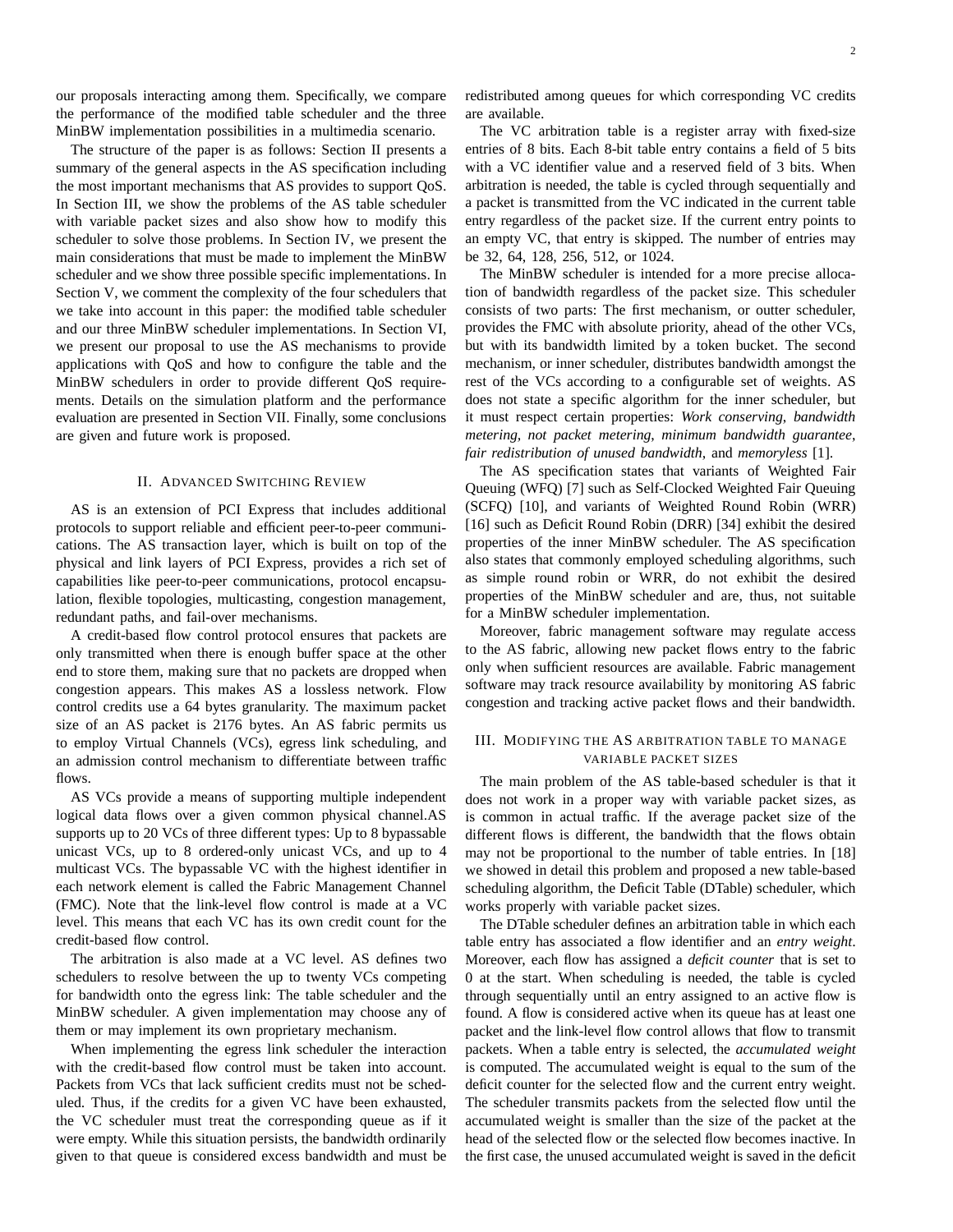our proposals interacting among them. Specifically, we compare the performance of the modified table scheduler and the three MinBW implementation possibilities in a multimedia scenario.

The structure of the paper is as follows: Section II presents a summary of the general aspects in the AS specification including the most important mechanisms that AS provides to support QoS. In Section III, we show the problems of the AS table scheduler with variable packet sizes and also show how to modify this scheduler to solve those problems. In Section IV, we present the main considerations that must be made to implement the MinBW scheduler and we show three possible specific implementations. In Section V, we comment the complexity of the four schedulers that we take into account in this paper: the modified table scheduler and our three MinBW scheduler implementations. In Section VI, we present our proposal to use the AS mechanisms to provide applications with QoS and how to configure the table and the MinBW schedulers in order to provide different QoS requirements. Details on the simulation platform and the performance evaluation are presented in Section VII. Finally, some conclusions are given and future work is proposed.

## II. Advanced Switching Review

AS is an extension of PCI Express that includes additional protocols to support reliable and efficient peer-to-peer communications. The AS transaction layer, which is built on top of the physical and link layers of PCI Express, provides a rich set of capabilities like peer-to-peer communications, protocol encapsulation, flexible topologies, multicasting, congestion management, redundant paths, and fail-over mechanisms.

A credit-based flow control protocol ensures that packets are only transmitted when there is enough buffer space at the other end to store them, making sure that no packets are dropped when congestion appears. This makes AS a lossless network. Flow control credits use a 64 bytes granularity. The maximum packet size of an AS packet is 2176 bytes. An AS fabric permits us to employ Virtual Channels (VCs), egress link scheduling, and an admission control mechanism to differentiate between traffic flows.

AS VCs provide a means of supporting multiple independent logical data flows over a given common physical channel.AS supports up to 20 VCs of three different types: Up to 8 bypassable unicast VCs, up to 8 ordered-only unicast VCs, and up to 4 multicast VCs. The bypassable VC with the highest identifier in each network element is called the Fabric Management Channel (FMC). Note that the link-level flow control is made at a VC level. This means that each VC has its own credit count for the credit-based flow control.

The arbitration is also made at a VC level. AS defines two schedulers to resolve between the up to twenty VCs competing for bandwidth onto the egress link: The table scheduler and the MinBW scheduler. A given implementation may choose any of them or may implement its own proprietary mechanism.

When implementing the egress link scheduler the interaction with the credit-based flow control must be taken into account. Packets from VCs that lack sufficient credits must not be scheduled. Thus, if the credits for a given VC have been exhausted, the VC scheduler must treat the corresponding queue as if it were empty. While this situation persists, the bandwidth ordinarily given to that queue is considered excess bandwidth and must be redistributed among queues for which corresponding VC credits are available.

The VC arbitration table is a register array with fixed-size entries of 8 bits. Each 8-bit table entry contains a field of 5 bits with a VC identifier value and a reserved field of 3 bits. When arbitration is needed, the table is cycled through sequentially and a packet is transmitted from the VC indicated in the current table entry regardless of the packet size. If the current entry points to an empty VC, that entry is skipped. The number of entries may be 32, 64, 128, 256, 512, or 1024.

The MinBW scheduler is intended for a more precise allocation of bandwidth regardless of the packet size. This scheduler consists of two parts: The first mechanism, or outter scheduler, provides the FMC with absolute priority, ahead of the other VCs, but with its bandwidth limited by a token bucket. The second mechanism, or inner scheduler, distributes bandwidth amongst the rest of the VCs according to a configurable set of weights. AS does not state a specific algorithm for the inner scheduler, but it must respect certain properties: *Work conserving*, *bandwidth metering, not packet metering*, *minimum bandwidth guarantee*, *fair redistribution of unused bandwidth*, and *memoryless* [1].

The AS specification states that variants of Weighted Fair Queuing (WFQ) [7] such as Self-Clocked Weighted Fair Queuing (SCFQ) [10], and variants of Weighted Round Robin (WRR) [16] such as Deficit Round Robin (DRR) [34] exhibit the desired properties of the inner MinBW scheduler. The AS specification also states that commonly employed scheduling algorithms, such as simple round robin or WRR, do not exhibit the desired properties of the MinBW scheduler and are, thus, not suitable for a MinBW scheduler implementation.

Moreover, fabric management software may regulate access to the AS fabric, allowing new packet flows entry to the fabric only when sufficient resources are available. Fabric management software may track resource availability by monitoring AS fabric congestion and tracking active packet flows and their bandwidth.

## III. Modifying the AS arbitration table to manage variable packet sizes

The main problem of the AS table-based scheduler is that it does not work in a proper way with variable packet sizes, as is common in actual traffic. If the average packet size of the different flows is different, the bandwidth that the flows obtain may not be proportional to the number of table entries. In [18] we showed in detail this problem and proposed a new table-based scheduling algorithm, the Deficit Table (DTable) scheduler, which works properly with variable packet sizes.

The DTable scheduler defines an arbitration table in which each table entry has associated a flow identifier and an *entry weight*. Moreover, each flow has assigned a *deficit counter* that is set to 0 at the start. When scheduling is needed, the table is cycled through sequentially until an entry assigned to an active flow is found. A flow is considered active when its queue has at least one packet and the link-level flow control allows that flow to transmit packets. When a table entry is selected, the *accumulated weight* is computed. The accumulated weight is equal to the sum of the deficit counter for the selected flow and the current entry weight. The scheduler transmits packets from the selected flow until the accumulated weight is smaller than the size of the packet at the head of the selected flow or the selected flow becomes inactive. In the first case, the unused accumulated weight is saved in the deficit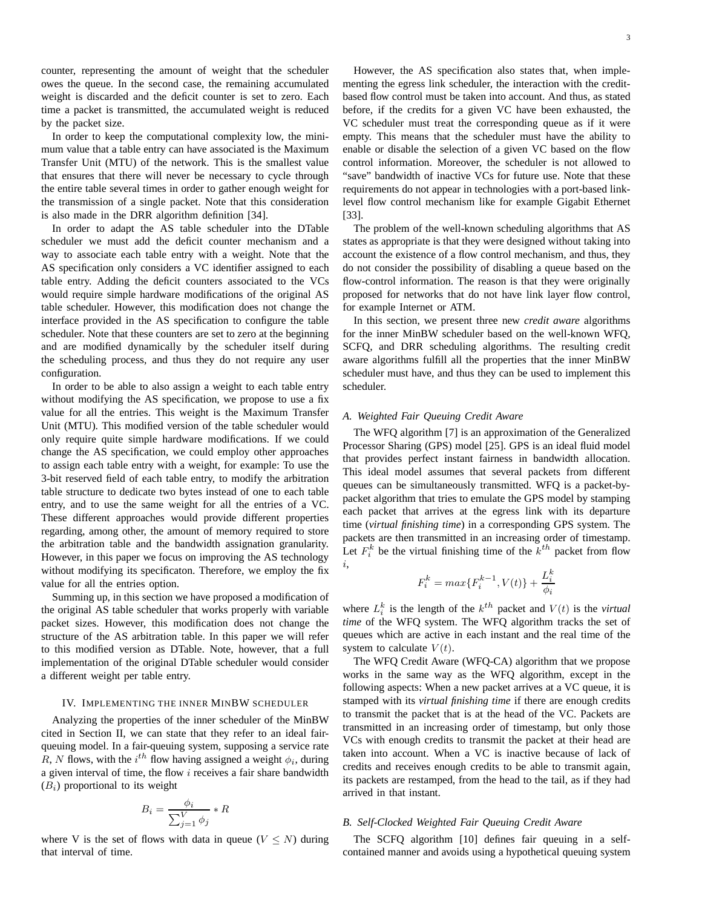counter, representing the amount of weight that the scheduler owes the queue. In the second case, the remaining accumulated weight is discarded and the deficit counter is set to zero. Each time a packet is transmitted, the accumulated weight is reduced by the packet size.

In order to keep the computational complexity low, the minimum value that a table entry can have associated is the Maximum Transfer Unit (MTU) of the network. This is the smallest value that ensures that there will never be necessary to cycle through the entire table several times in order to gather enough weight for the transmission of a single packet. Note that this consideration is also made in the DRR algorithm definition [34].

In order to adapt the AS table scheduler into the DTable scheduler we must add the deficit counter mechanism and a way to associate each table entry with a weight. Note that the AS specification only considers a VC identifier assigned to each table entry. Adding the deficit counters associated to the VCs would require simple hardware modifications of the original AS table scheduler. However, this modification does not change the interface provided in the AS specification to configure the table scheduler. Note that these counters are set to zero at the beginning and are modified dynamically by the scheduler itself during the scheduling process, and thus they do not require any user configuration.

In order to be able to also assign a weight to each table entry without modifying the AS specification, we propose to use a fix value for all the entries. This weight is the Maximum Transfer Unit (MTU). This modified version of the table scheduler would only require quite simple hardware modifications. If we could change the AS specification, we could employ other approaches to assign each table entry with a weight, for example: To use the 3-bit reserved field of each table entry, to modify the arbitration table structure to dedicate two bytes instead of one to each table entry, and to use the same weight for all the entries of a VC. These different approaches would provide different properties regarding, among other, the amount of memory required to store the arbitration table and the bandwidth assignation granularity. However, in this paper we focus on improving the AS technology without modifying its specificaton. Therefore, we employ the fix value for all the entries option.

Summing up, in this section we have proposed a modification of the original AS table scheduler that works properly with variable packet sizes. However, this modification does not change the structure of the AS arbitration table. In this paper we will refer to this modified version as DTable. Note, however, that a full implementation of the original DTable scheduler would consider a different weight per table entry.

## IV. Implementing the inner MinBW scheduler

Analyzing the properties of the inner scheduler of the MinBW cited in Section II, we can state that they refer to an ideal fair-queuing model. In a fair-queuing system, supposing a service rate $R$, $N$ flows, with the $i^{th}$ flow having assigned a weight $\phi_i$, during a given interval of time, the flow $i$ receives a fair share bandwidth ($B_i$) proportional to its weight

$$B_i = \frac{\phi_i}{\sum_{j=1}^{V} \phi_j} * R$$

where V is the set of flows with data in queue ($V \leq N$) during that interval of time.

However, the AS specification also states that, when implementing the egress link scheduler, the interaction with the credit-based flow control must be taken into account. And thus, as stated before, if the credits for a given VC have been exhausted, the VC scheduler must treat the corresponding queue as if it were empty. This means that the scheduler must have the ability to enable or disable the selection of a given VC based on the flow control information. Moreover, the scheduler is not allowed to "save" bandwidth of inactive VCs for future use. Note that these requirements do not appear in technologies with a port-based link-level flow control mechanism like for example Gigabit Ethernet [33].

The problem of the well-known scheduling algorithms that AS states as appropriate is that they were designed without taking into account the existence of a flow control mechanism, and thus, they do not consider the possibility of disabling a queue based on the flow-control information. The reason is that they were originally proposed for networks that do not have link layer flow control, for example Internet or ATM.

In this section, we present three new *credit aware* algorithms for the inner MinBW scheduler based on the well-known WFQ, SCFQ, and DRR scheduling algorithms. The resulting credit aware algorithms fulfill all the properties that the inner MinBW scheduler must have, and thus they can be used to implement this scheduler.

### A. Weighted Fair Queuing Credit Aware

The WFQ algorithm [7] is an approximation of the Generalized Processor Sharing (GPS) model [25]. GPS is an ideal fluid model that provides perfect instant fairness in bandwidth allocation. This ideal model assumes that several packets from different queues can be simultaneously transmitted. WFQ is a packet-by-packet algorithm that tries to emulate the GPS model by stamping each packet that arrives at the egress link with its departure time (*virtual finishing time*) in a corresponding GPS system. The packets are then transmitted in an increasing order of timestamp. Let $F_i^k$ be the virtual finishing time of the $k^{th}$ packet from flow $i$,

$$F_i^k = max\{F_i^{k-1}, V(t)\} + \frac{L_i^k}{\phi_i}$$

where $L_i^k$ is the length of the $k^{th}$ packet and $V(t)$ is the *virtual time* of the WFQ system. The WFQ algorithm tracks the set of queues which are active in each instant and the real time of the system to calculate $V(t)$.

The WFQ Credit Aware (WFQ-CA) algorithm that we propose works in the same way as the WFQ algorithm, except in the following aspects: When a new packet arrives at a VC queue, it is stamped with its *virtual finishing time* if there are enough credits to transmit the packet that is at the head of the VC. Packets are transmitted in an increasing order of timestamp, but only those VCs with enough credits to transmit the packet at their head are taken into account. When a VC is inactive because of lack of credits and receives enough credits to be able to transmit again, its packets are restamped, from the head to the tail, as if they had arrived in that instant.

### B. Self-Clocked Weighted Fair Queuing Credit Aware

The SCFQ algorithm [10] defines fair queuing in a self-contained manner and avoids using a hypothetical queuing system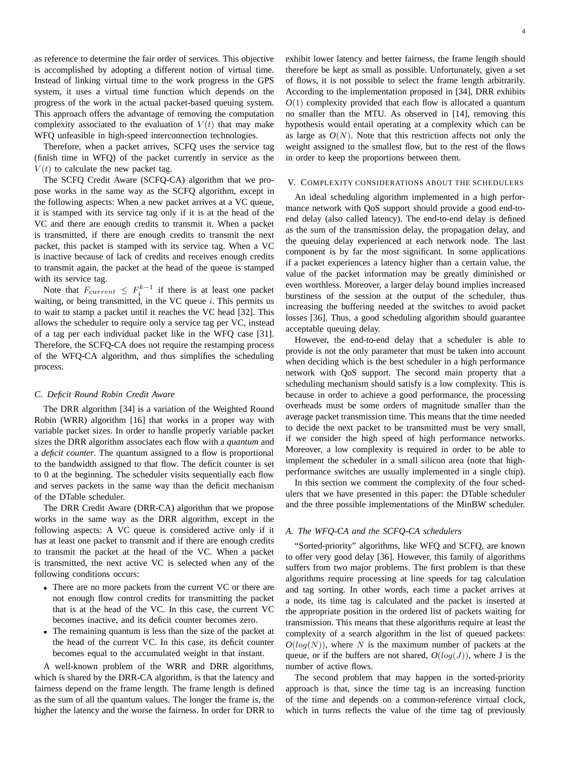as reference to determine the fair order of services. This objective is accomplished by adopting a different notion of virtual time. Instead of linking virtual time to the work progress in the GPS system, it uses a virtual time function which depends on the progress of the work in the actual packet-based queuing system. This approach offers the advantage of removing the computation complexity associated to the evaluation of $V(t)$ that may make WFQ unfeasible in high-speed interconnection technologies.

Therefore, when a packet arrives, SCFQ uses the service tag (finish time in WFQ) of the packet currently in service as the $V(t)$ to calculate the new packet tag.

The SCFQ Credit Aware (SCFQ-CA) algorithm that we propose works in the same way as the SCFQ algorithm, except in the following aspects: When a new packet arrives at a VC queue, it is stamped with its service tag only if it is at the head of the VC and there are enough credits to transmit it. When a packet is transmitted, if there are enough credits to transmit the next packet, this packet is stamped with its service tag. When a VC is inactive because of lack of credits and receives enough credits to transmit again, the packet at the head of the queue is stamped with its service tag.

Note that $F_{current} \leq F_i^{k-1}$ if there is at least one packet waiting, or being transmitted, in the VC queue $i$. This permits us to wait to stamp a packet until it reaches the VC head [32]. This allows the scheduler to require only a service tag per VC, instead of a tag per each individual packet like in the WFQ case [31]. Therefore, the SCFQ-CA does not require the restamping process of the WFQ-CA algorithm, and thus simplifies the scheduling process.

### C. Deficit Round Robin Credit Aware

The DRR algorithm [34] is a variation of the Weighted Round Robin (WRR) algorithm [16] that works in a proper way with variable packet sizes. In order to handle properly variable packet sizes the DRR algorithm associates each flow with a *quantum* and a *deficit counter*. The quantum assigned to a flow is proportional to the bandwidth assigned to that flow. The deficit counter is set to 0 at the beginning. The scheduler visits sequentially each flow and serves packets in the same way than the deficit mechanism of the DTable scheduler.

The DRR Credit Aware (DRR-CA) algorithm that we propose works in the same way as the DRR algorithm, except in the following aspects: A VC queue is considered active only if it has at least one packet to transmit and if there are enough credits to transmit the packet at the head of the VC. When a packet is transmitted, the next active VC is selected when any of the following conditions occurs:

- There are no more packets from the current VC or there are not enough flow control credits for transmitting the packet that is at the head of the VC. In this case, the current VC becomes inactive, and its deficit counter becomes zero.
- The remaining quantum is less than the size of the packet at the head of the current VC. In this case, its deficit counter becomes equal to the accumulated weight in that instant.

A well-known problem of the WRR and DRR algorithms, which is shared by the DRR-CA algorithm, is that the latency and fairness depend on the frame length. The frame length is defined as the sum of all the quantum values. The longer the frame is, the higher the latency and the worse the fairness. In order for DRR to exhibit lower latency and better fairness, the frame length should therefore be kept as small as possible. Unfortunately, given a set of flows, it is not possible to select the frame length arbitrarily. According to the implementation proposed in [34], DRR exhibits $O(1)$ complexity provided that each flow is allocated a quantum no smaller than the MTU. As observed in [14], removing this hypothesis would entail operating at a complexity which can be as large as $O(N)$. Note that this restriction affects not only the weight assigned to the smallest flow, but to the rest of the flows in order to keep the proportions between them.

## V. Complexity considerations about the schedulers

An ideal scheduling algorithm implemented in a high performance network with QoS support should provide a good end-to-end delay (also called latency). The end-to-end delay is defined as the sum of the transmission delay, the propagation delay, and the queuing delay experienced at each network node. The last component is by far the most significant. In some applications if a packet experiences a latency higher than a certain value, the value of the packet information may be greatly diminished or even worthless. Moreover, a larger delay bound implies increased burstiness of the session at the output of the scheduler, thus increasing the buffering needed at the switches to avoid packet losses [36]. Thus, a good scheduling algorithm should guarantee acceptable queuing delay.

However, the end-to-end delay that a scheduler is able to provide is not the only parameter that must be taken into account when deciding which is the best scheduler in a high performance network with QoS support. The second main property that a scheduling mechanism should satisfy is a low complexity. This is because in order to achieve a good performance, the processing overheads must be some orders of magnitude smaller than the average packet transmission time. This means that the time needed to decide the next packet to be transmitted must be very small, if we consider the high speed of high performance networks. Moreover, a low complexity is required in order to be able to implement the scheduler in a small silicon area (note that high-performance switches are usually implemented in a single chip).

In this section we comment the complexity of the four schedulers that we have presented in this paper: the DTable scheduler and the three possible implementations of the MinBW scheduler.

### A. The WFQ-CA and the SCFQ-CA schedulers

"Sorted-priority" algorithms, like WFQ and SCFQ, are known to offer very good delay [36]. However, this family of algorithms suffers from two major problems. The first problem is that these algorithms require processing at line speeds for tag calculation and tag sorting. In other words, each time a packet arrives at a node, its time tag is calculated and the packet is inserted at the appropriate position in the ordered list of packets waiting for transmission. This means that these algorithms require at least the complexity of a search algorithm in the list of queued packets: $O(log(N))$, where $N$ is the maximum number of packets at the queue, or if the buffers are not shared, $O(log(J))$, where J is the number of active flows.

The second problem that may happen in the sorted-priority approach is that, since the time tag is an increasing function of the time and depends on a common-reference virtual clock, which in turns reflects the value of the time tag of previously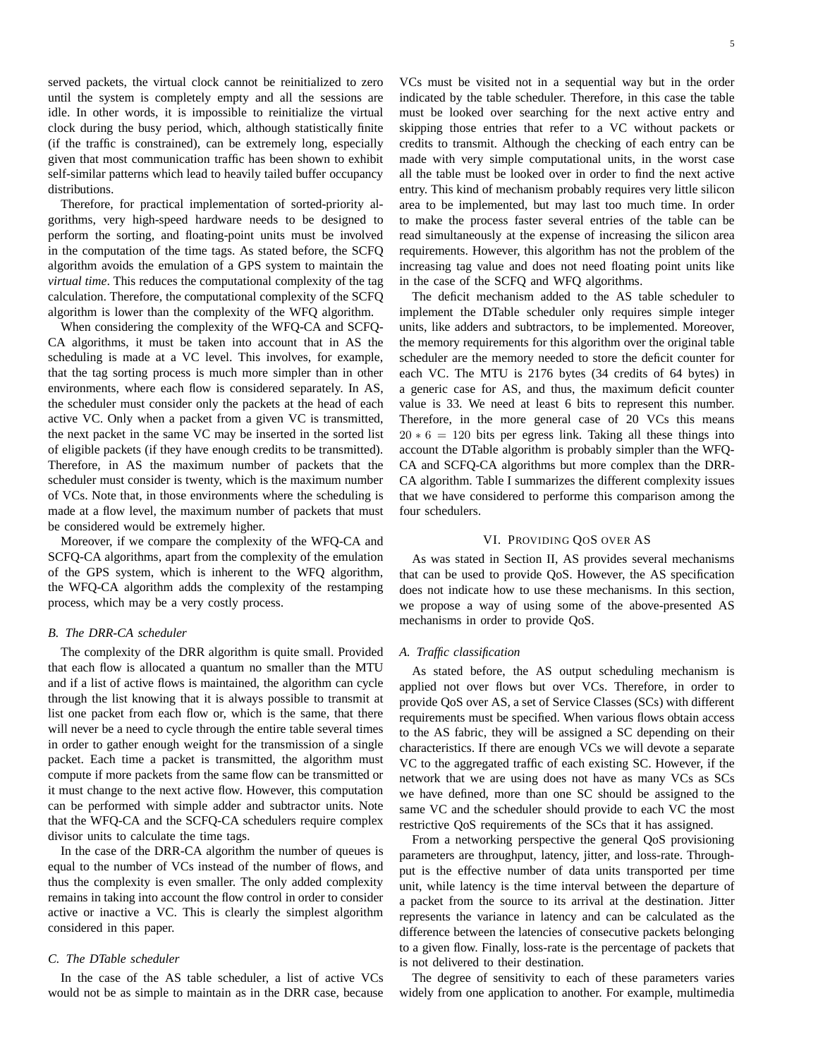served packets, the virtual clock cannot be reinitialized to zero until the system is completely empty and all the sessions are idle. In other words, it is impossible to reinitialize the virtual clock during the busy period, which, although statistically finite (if the traffic is constrained), can be extremely long, especially given that most communication traffic has been shown to exhibit self-similar patterns which lead to heavily tailed buffer occupancy distributions.

Therefore, for practical implementation of sorted-priority algorithms, very high-speed hardware needs to be designed to perform the sorting, and floating-point units must be involved in the computation of the time tags. As stated before, the SCFQ algorithm avoids the emulation of a GPS system to maintain the *virtual time*. This reduces the computational complexity of the tag calculation. Therefore, the computational complexity of the SCFQ algorithm is lower than the complexity of the WFQ algorithm.

When considering the complexity of the WFQ-CA and SCFQ-CA algorithms, it must be taken into account that in AS the scheduling is made at a VC level. This involves, for example, that the tag sorting process is much more simpler than in other environments, where each flow is considered separately. In AS, the scheduler must consider only the packets at the head of each active VC. Only when a packet from a given VC is transmitted, the next packet in the same VC may be inserted in the sorted list of eligible packets (if they have enough credits to be transmitted). Therefore, in AS the maximum number of packets that the scheduler must consider is twenty, which is the maximum number of VCs. Note that, in those environments where the scheduling is made at a flow level, the maximum number of packets that must be considered would be extremely higher.

Moreover, if we compare the complexity of the WFQ-CA and SCFQ-CA algorithms, apart from the complexity of the emulation of the GPS system, which is inherent to the WFQ algorithm, the WFQ-CA algorithm adds the complexity of the restamping process, which may be a very costly process.

### B. The DRR-CA scheduler

The complexity of the DRR algorithm is quite small. Provided that each flow is allocated a quantum no smaller than the MTU and if a list of active flows is maintained, the algorithm can cycle through the list knowing that it is always possible to transmit at list one packet from each flow or, which is the same, that there will never be a need to cycle through the entire table several times in order to gather enough weight for the transmission of a single packet. Each time a packet is transmitted, the algorithm must compute if more packets from the same flow can be transmitted or it must change to the next active flow. However, this computation can be performed with simple adder and subtractor units. Note that the WFQ-CA and the SCFQ-CA schedulers require complex divisor units to calculate the time tags.

In the case of the DRR-CA algorithm the number of queues is equal to the number of VCs instead of the number of flows, and thus the complexity is even smaller. The only added complexity remains in taking into account the flow control in order to consider active or inactive a VC. This is clearly the simplest algorithm considered in this paper.

### C. The DTable scheduler

In the case of the AS table scheduler, a list of active VCs would not be as simple to maintain as in the DRR case, because VCs must be visited not in a sequential way but in the order indicated by the table scheduler. Therefore, in this case the table must be looked over searching for the next active entry and skipping those entries that refer to a VC without packets or credits to transmit. Although the checking of each entry can be made with very simple computational units, in the worst case all the table must be looked over in order to find the next active entry. This kind of mechanism probably requires very little silicon area to be implemented, but may last too much time. In order to make the process faster several entries of the table can be read simultaneously at the expense of increasing the silicon area requirements. However, this algorithm has not the problem of the increasing tag value and does not need floating point units like in the case of the SCFQ and WFQ algorithms.

The deficit mechanism added to the AS table scheduler to implement the DTable scheduler only requires simple integer units, like adders and subtractors, to be implemented. Moreover, the memory requirements for this algorithm over the original table scheduler are the memory needed to store the deficit counter for each VC. The MTU is 2176 bytes (34 credits of 64 bytes) in a generic case for AS, and thus, the maximum deficit counter value is 33. We need at least 6 bits to represent this number. Therefore, in the more general case of 20 VCs this means $20 * 6 = 120$ bits per egress link. Taking all these things into account the DTable algorithm is probably simpler than the WFQ-CA and SCFQ-CA algorithms but more complex than the DRR-CA algorithm. Table I summarizes the different complexity issues that we have considered to performe this comparison among the four schedulers.

## VI. Providing QoS over AS

As was stated in Section II, AS provides several mechanisms that can be used to provide QoS. However, the AS specification does not indicate how to use these mechanisms. In this section, we propose a way of using some of the above-presented AS mechanisms in order to provide QoS.

### A. Traffic classification

As stated before, the AS output scheduling mechanism is applied not over flows but over VCs. Therefore, in order to provide QoS over AS, a set of Service Classes (SCs) with different requirements must be specified. When various flows obtain access to the AS fabric, they will be assigned a SC depending on their characteristics. If there are enough VCs we will devote a separate VC to the aggregated traffic of each existing SC. However, if the network that we are using does not have as many VCs as SCs we have defined, more than one SC should be assigned to the same VC and the scheduler should provide to each VC the most restrictive QoS requirements of the SCs that it has assigned.

From a networking perspective the general QoS provisioning parameters are throughput, latency, jitter, and loss-rate. Throughput is the effective number of data units transported per time unit, while latency is the time interval between the departure of a packet from the source to its arrival at the destination. Jitter represents the variance in latency and can be calculated as the difference between the latencies of consecutive packets belonging to a given flow. Finally, loss-rate is the percentage of packets that is not delivered to their destination.

The degree of sensitivity to each of these parameters varies widely from one application to another. For example, multimedia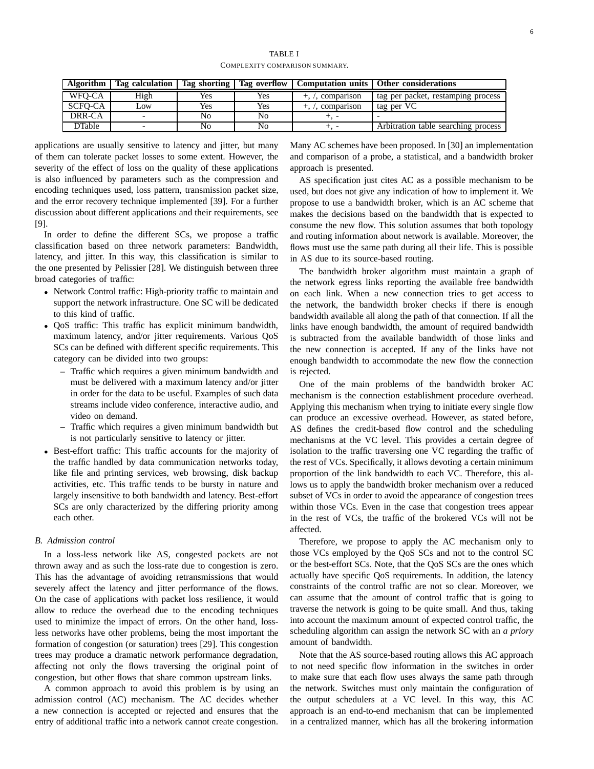TABLE I
COMPLEXITY COMPARISON SUMMARY.

| Algorithm | Tag calculation | Tag shorting | Tag overflow | Computation units | Other considerations |
|---|---|---|---|---|---|
| WFQ-CA | High | Yes | Yes | +, /, comparison | tag per packet, restamping process |
| SCFQ-CA | Low | Yes | Yes | +, /, comparison | tag per VC |
| DRR-CA | - | No | No | +, - | - |
| DTable | - | No | No | +, - | Arbitration table searching process |

applications are usually sensitive to latency and jitter, but many of them can tolerate packet losses to some extent. However, the severity of the effect of loss on the quality of these applications is also influenced by parameters such as the compression and encoding techniques used, loss pattern, transmission packet size, and the error recovery technique implemented [39]. For a further discussion about different applications and their requirements, see [9].

In order to define the different SCs, we propose a traffic classification based on three network parameters: Bandwidth, latency, and jitter. In this way, this classification is similar to the one presented by Pelissier [28]. We distinguish between three broad categories of traffic:

- Network Control traffic: High-priority traffic to maintain and support the network infrastructure. One SC will be dedicated to this kind of traffic.
- QoS traffic: This traffic has explicit minimum bandwidth, maximum latency, and/or jitter requirements. Various QoS SCs can be defined with different specific requirements. This category can be divided into two groups:
  - Traffic which requires a given minimum bandwidth and must be delivered with a maximum latency and/or jitter in order for the data to be useful. Examples of such data streams include video conference, interactive audio, and video on demand.
  - Traffic which requires a given minimum bandwidth but is not particularly sensitive to latency or jitter.
- Best-effort traffic: This traffic accounts for the majority of the traffic handled by data communication networks today, like file and printing services, web browsing, disk backup activities, etc. This traffic tends to be bursty in nature and largely insensitive to both bandwidth and latency. Best-effort SCs are only characterized by the differing priority among each other.

### B. Admission control

In a loss-less network like AS, congested packets are not thrown away and as such the loss-rate due to congestion is zero. This has the advantage of avoiding retransmissions that would severely affect the latency and jitter performance of the flows. On the case of applications with packet loss resilience, it would allow to reduce the overhead due to the encoding techniques used to minimize the impact of errors. On the other hand, loss-less networks have other problems, being the most important the formation of congestion (or saturation) trees [29]. This congestion trees may produce a dramatic network performance degradation, affecting not only the flows traversing the original point of congestion, but other flows that share common upstream links.

A common approach to avoid this problem is by using an admission control (AC) mechanism. The AC decides whether a new connection is accepted or rejected and ensures that the entry of additional traffic into a network cannot create congestion. Many AC schemes have been proposed. In [30] an implementation and comparison of a probe, a statistical, and a bandwidth broker approach is presented.

AS specification just cites AC as a possible mechanism to be used, but does not give any indication of how to implement it. We propose to use a bandwidth broker, which is an AC scheme that makes the decisions based on the bandwidth that is expected to consume the new flow. This solution assumes that both topology and routing information about network is available. Moreover, the flows must use the same path during all their life. This is possible in AS due to its source-based routing.

The bandwidth broker algorithm must maintain a graph of the network egress links reporting the available free bandwidth on each link. When a new connection tries to get access to the network, the bandwidth broker checks if there is enough bandwidth available all along the path of that connection. If all the links have enough bandwidth, the amount of required bandwidth is subtracted from the available bandwidth of those links and the new connection is accepted. If any of the links have not enough bandwidth to accommodate the new flow the connection is rejected.

One of the main problems of the bandwidth broker AC mechanism is the connection establishment procedure overhead. Applying this mechanism when trying to initiate every single flow can produce an excessive overhead. However, as stated before, AS defines the credit-based flow control and the scheduling mechanisms at the VC level. This provides a certain degree of isolation to the traffic traversing one VC regarding the traffic of the rest of VCs. Specifically, it allows devoting a certain minimum proportion of the link bandwidth to each VC. Therefore, this allows us to apply the bandwidth broker mechanism over a reduced subset of VCs in order to avoid the appearance of congestion trees within those VCs. Even in the case that congestion trees appear in the rest of VCs, the traffic of the brokered VCs will not be affected.

Therefore, we propose to apply the AC mechanism only to those VCs employed by the QoS SCs and not to the control SC or the best-effort SCs. Note, that the QoS SCs are the ones which actually have specific QoS requirements. In addition, the latency constraints of the control traffic are not so clear. Moreover, we can assume that the amount of control traffic that is going to traverse the network is going to be quite small. And thus, taking into account the maximum amount of expected control traffic, the scheduling algorithm can assign the network SC with an *a priory* amount of bandwidth.

Note that the AS source-based routing allows this AC approach to not need specific flow information in the switches in order to make sure that each flow uses always the same path through the network. Switches must only maintain the configuration of the output schedulers at a VC level. In this way, this AC approach is an end-to-end mechanism that can be implemented in a centralized manner, which has all the brokering information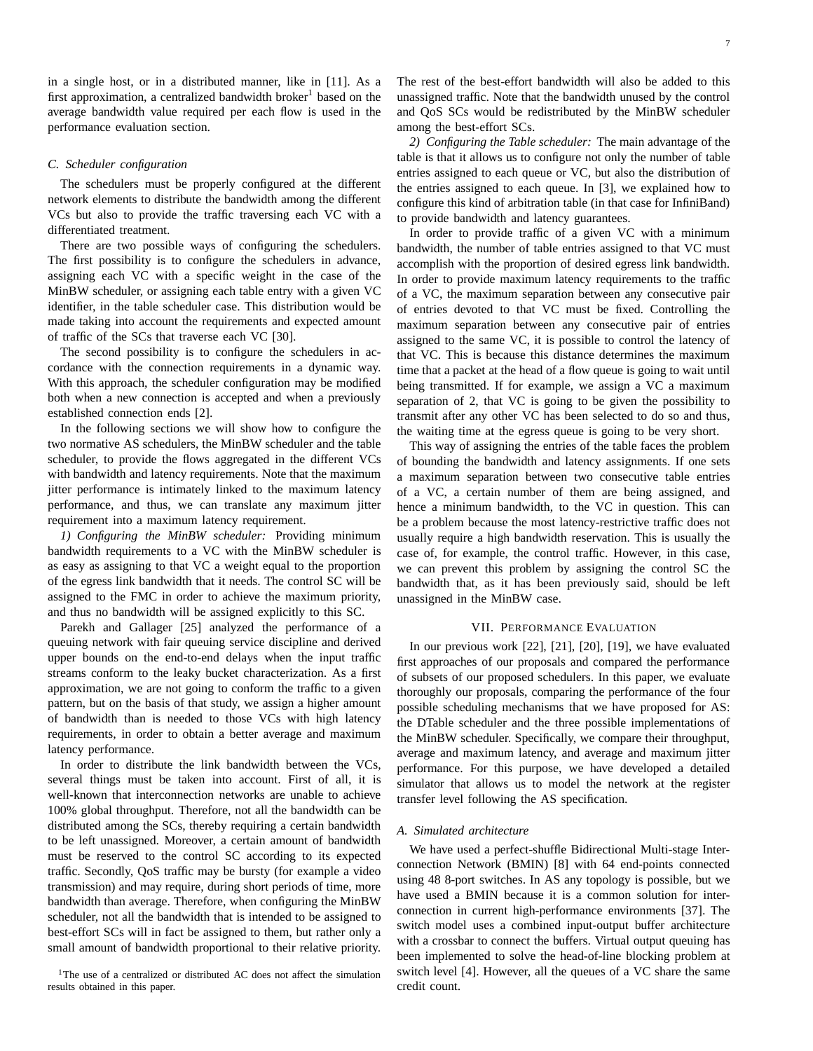in a single host, or in a distributed manner, like in [11]. As a first approximation, a centralized bandwidth broker[1] based on the average bandwidth value required per each flow is used in the performance evaluation section.

### C. Scheduler configuration

The schedulers must be properly configured at the different network elements to distribute the bandwidth among the different VCs but also to provide the traffic traversing each VC with a differentiated treatment.

There are two possible ways of configuring the schedulers. The first possibility is to configure the schedulers in advance, assigning each VC with a specific weight in the case of the MinBW scheduler, or assigning each table entry with a given VC identifier, in the table scheduler case. This distribution would be made taking into account the requirements and expected amount of traffic of the SCs that traverse each VC [30].

The second possibility is to configure the schedulers in accordance with the connection requirements in a dynamic way. With this approach, the scheduler configuration may be modified both when a new connection is accepted and when a previously established connection ends [2].

In the following sections we will show how to configure the two normative AS schedulers, the MinBW scheduler and the table scheduler, to provide the flows aggregated in the different VCs with bandwidth and latency requirements. Note that the maximum jitter performance is intimately linked to the maximum latency performance, and thus, we can translate any maximum jitter requirement into a maximum latency requirement.

*1) Configuring the MinBW scheduler:* Providing minimum bandwidth requirements to a VC with the MinBW scheduler is as easy as assigning to that VC a weight equal to the proportion of the egress link bandwidth that it needs. The control SC will be assigned to the FMC in order to achieve the maximum priority, and thus no bandwidth will be assigned explicitly to this SC.

Parekh and Gallager [25] analyzed the performance of a queuing network with fair queuing service discipline and derived upper bounds on the end-to-end delays when the input traffic streams conform to the leaky bucket characterization. As a first approximation, we are not going to conform the traffic to a given pattern, but on the basis of that study, we assign a higher amount of bandwidth than is needed to those VCs with high latency requirements, in order to obtain a better average and maximum latency performance.

In order to distribute the link bandwidth between the VCs, several things must be taken into account. First of all, it is well-known that interconnection networks are unable to achieve 100% global throughput. Therefore, not all the bandwidth can be distributed among the SCs, thereby requiring a certain bandwidth to be left unassigned. Moreover, a certain amount of bandwidth must be reserved to the control SC according to its expected traffic. Secondly, QoS traffic may be bursty (for example a video transmission) and may require, during short periods of time, more bandwidth than average. Therefore, when configuring the MinBW scheduler, not all the bandwidth that is intended to be assigned to best-effort SCs will in fact be assigned to them, but rather only a small amount of bandwidth proportional to their relative priority. The rest of the best-effort bandwidth will also be added to this unassigned traffic. Note that the bandwidth unused by the control and QoS SCs would be redistributed by the MinBW scheduler among the best-effort SCs.

*2) Configuring the Table scheduler:* The main advantage of the table is that it allows us to configure not only the number of table entries assigned to each queue or VC, but also the distribution of the entries assigned to each queue. In [3], we explained how to configure this kind of arbitration table (in that case for InfiniBand) to provide bandwidth and latency guarantees.

In order to provide traffic of a given VC with a minimum bandwidth, the number of table entries assigned to that VC must accomplish with the proportion of desired egress link bandwidth. In order to provide maximum latency requirements to the traffic of a VC, the maximum separation between any consecutive pair of entries devoted to that VC must be fixed. Controlling the maximum separation between any consecutive pair of entries assigned to the same VC, it is possible to control the latency of that VC. This is because this distance determines the maximum time that a packet at the head of a flow queue is going to wait until being transmitted. If for example, we assign a VC a maximum separation of 2, that VC is going to be given the possibility to transmit after any other VC has been selected to do so and thus, the waiting time at the egress queue is going to be very short.

This way of assigning the entries of the table faces the problem of bounding the bandwidth and latency assignments. If one sets a maximum separation between two consecutive table entries of a VC, a certain number of them are being assigned, and hence a minimum bandwidth, to the VC in question. This can be a problem because the most latency-restrictive traffic does not usually require a high bandwidth reservation. This is usually the case of, for example, the control traffic. However, in this case, we can prevent this problem by assigning the control SC the bandwidth that, as it has been previously said, should be left unassigned in the MinBW case.

## VII. Performance Evaluation

In our previous work [22], [21], [20], [19], we have evaluated first approaches of our proposals and compared the performance of subsets of our proposed schedulers. In this paper, we evaluate thoroughly our proposals, comparing the performance of the four possible scheduling mechanisms that we have proposed for AS: the DTable scheduler and the three possible implementations of the MinBW scheduler. Specifically, we compare their throughput, average and maximum latency, and average and maximum jitter performance. For this purpose, we have developed a detailed simulator that allows us to model the network at the register transfer level following the AS specification.

### A. Simulated architecture

We have used a perfect-shuffle Bidirectional Multi-stage Interconnection Network (BMIN) [8] with 64 end-points connected using 48 8-port switches. In AS any topology is possible, but we have used a BMIN because it is a common solution for interconnection in current high-performance environments [37]. The switch model uses a combined input-output buffer architecture with a crossbar to connect the buffers. Virtual output queuing has been implemented to solve the head-of-line blocking problem at switch level [4]. However, all the queues of a VC share the same credit count.

[1]The use of a centralized or distributed AC does not affect the simulation results obtained in this paper.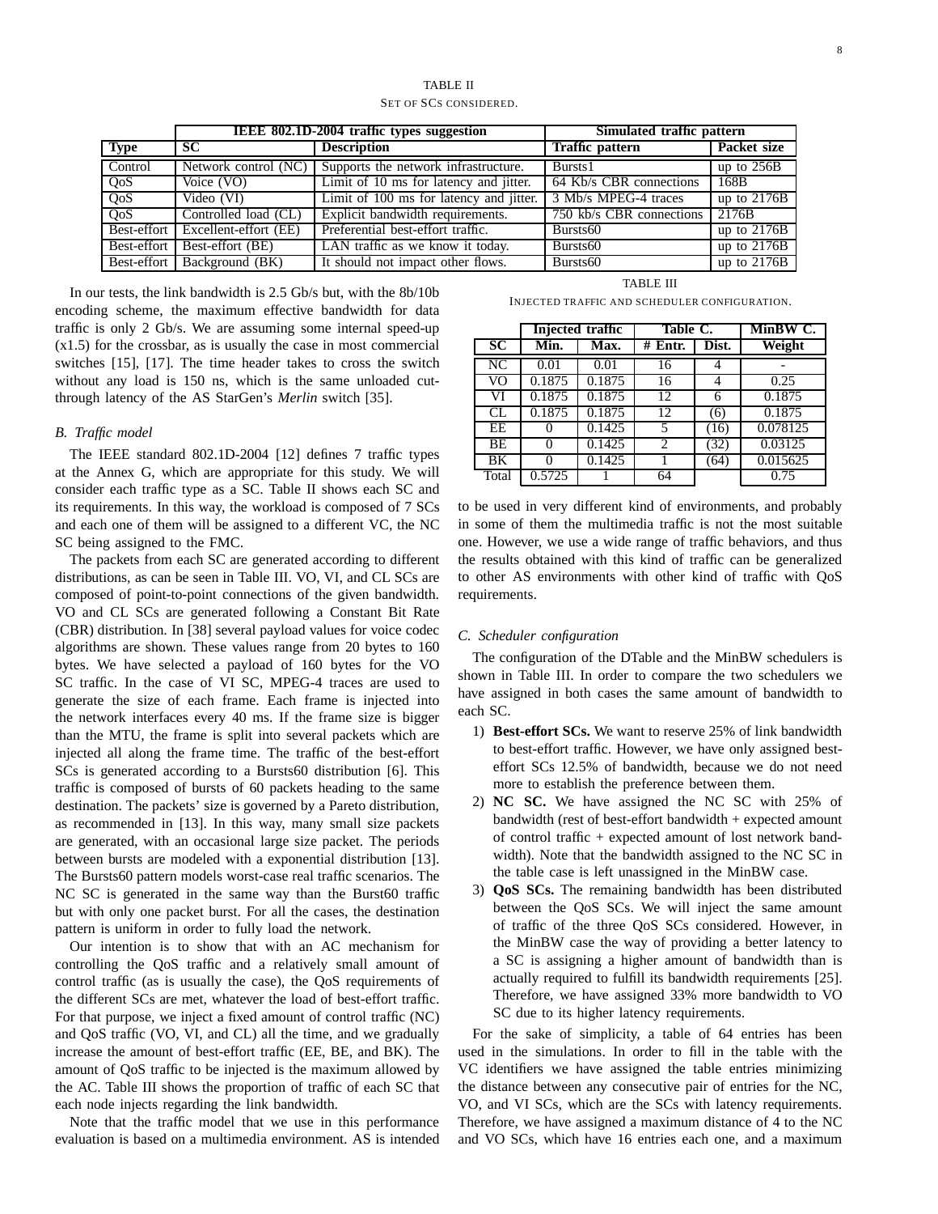TABLE II
SET OF SCS CONSIDERED.

| | IEEE 802.1D-2004 traffic types suggestion | | Simulated traffic pattern | |
|---|---|---|---|---|
| **Type** | **SC** | **Description** | **Traffic pattern** | **Packet size** |
| Control | Network control (NC) | Supports the network infrastructure. | Bursts1 | up to 256B |
| QoS | Voice (VO) | Limit of 10 ms for latency and jitter. | 64 Kb/s CBR connections | 168B |
| QoS | Video (VI) | Limit of 100 ms for latency and jitter. | 3 Mb/s MPEG-4 traces | up to 2176B |
| QoS | Controlled load (CL) | Explicit bandwidth requirements. | 750 kb/s CBR connections | 2176B |
| Best-effort | Excellent-effort (EE) | Preferential best-effort traffic. | Bursts60 | up to 2176B |
| Best-effort | Best-effort (BE) | LAN traffic as we know it today. | Bursts60 | up to 2176B |
| Best-effort | Background (BK) | It should not impact other flows. | Bursts60 | up to 2176B |

In our tests, the link bandwidth is 2.5 Gb/s but, with the 8b/10b encoding scheme, the maximum effective bandwidth for data traffic is only 2 Gb/s. We are assuming some internal speed-up (x1.5) for the crossbar, as is usually the case in most commercial switches [15], [17]. The time header takes to cross the switch without any load is 150 ns, which is the same unloaded cut-through latency of the AS StarGen's *Merlin* switch [35].

### B. Traffic model

The IEEE standard 802.1D-2004 [12] defines 7 traffic types at the Annex G, which are appropriate for this study. We will consider each traffic type as a SC. Table II shows each SC and its requirements. In this way, the workload is composed of 7 SCs and each one of them will be assigned to a different VC, the NC SC being assigned to the FMC.

The packets from each SC are generated according to different distributions, as can be seen in Table III. VO, VI, and CL SCs are composed of point-to-point connections of the given bandwidth. VO and CL SCs are generated following a Constant Bit Rate (CBR) distribution. In [38] several payload values for voice codec algorithms are shown. These values range from 20 bytes to 160 bytes. We have selected a payload of 160 bytes for the VO SC traffic. In the case of VI SC, MPEG-4 traces are used to generate the size of each frame. Each frame is injected into the network interfaces every 40 ms. If the frame size is bigger than the MTU, the frame is split into several packets which are injected all along the frame time. The traffic of the best-effort SCs is generated according to a Bursts60 distribution [6]. This traffic is composed of bursts of 60 packets heading to the same destination. The packets' size is governed by a Pareto distribution, as recommended in [13]. In this way, many small size packets are generated, with an occasional large size packet. The periods between bursts are modeled with a exponential distribution [13]. The Bursts60 pattern models worst-case real traffic scenarios. The NC SC is generated in the same way than the Burst60 traffic but with only one packet burst. For all the cases, the destination pattern is uniform in order to fully load the network.

Our intention is to show that with an AC mechanism for controlling the QoS traffic and a relatively small amount of control traffic (as is usually the case), the QoS requirements of the different SCs are met, whatever the load of best-effort traffic. For that purpose, we inject a fixed amount of control traffic (NC) and QoS traffic (VO, VI, and CL) all the time, and we gradually increase the amount of best-effort traffic (EE, BE, and BK). The amount of QoS traffic to be injected is the maximum allowed by the AC. Table III shows the proportion of traffic of each SC that each node injects regarding the link bandwidth.

Note that the traffic model that we use in this performance evaluation is based on a multimedia environment. AS is intended to be used in very different kind of environments, and probably in some of them the multimedia traffic is not the most suitable one. However, we use a wide range of traffic behaviors, and thus the results obtained with this kind of traffic can be generalized to other AS environments with other kind of traffic with QoS requirements.

TABLE III
INJECTED TRAFFIC AND SCHEDULER CONFIGURATION.

| | Injected traffic | | Table C. | | MinBW C. |
|---|---|---|---|---|---|
| **SC** | **Min.** | **Max.** | **# Entr.** | **Dist.** | **Weight** |
| NC | 0.01 | 0.01 | 16 | 4 | - |
| VO | 0.1875 | 0.1875 | 16 | 4 | 0.25 |
| VI | 0.1875 | 0.1875 | 12 | 6 | 0.1875 |
| CL | 0.1875 | 0.1875 | 12 | (6) | 0.1875 |
| EE | 0 | 0.1425 | 5 | (16) | 0.078125 |
| BE | 0 | 0.1425 | 2 | (32) | 0.03125 |
| BK | 0 | 0.1425 | 1 | (64) | 0.015625 |
| Total | 0.5725 | 1 | 64 | | 0.75 |

### C. Scheduler configuration

The configuration of the DTable and the MinBW schedulers is shown in Table III. In order to compare the two schedulers we have assigned in both cases the same amount of bandwidth to each SC.

1) **Best-effort SCs.** We want to reserve 25% of link bandwidth to best-effort traffic. However, we have only assigned best-effort SCs 12.5% of bandwidth, because we do not need more to establish the preference between them.
2) **NC SC.** We have assigned the NC SC with 25% of bandwidth (rest of best-effort bandwidth + expected amount of control traffic + expected amount of lost network bandwidth). Note that the bandwidth assigned to the NC SC in the table case is left unassigned in the MinBW case.
3) **QoS SCs.** The remaining bandwidth has been distributed between the QoS SCs. We will inject the same amount of traffic of the three QoS SCs considered. However, in the MinBW case the way of providing a better latency to a SC is assigning a higher amount of bandwidth than is actually required to fulfill its bandwidth requirements [25]. Therefore, we have assigned 33% more bandwidth to VO SC due to its higher latency requirements.

For the sake of simplicity, a table of 64 entries has been used in the simulations. In order to fill in the table with the VC identifiers we have assigned the table entries minimizing the distance between any consecutive pair of entries for the NC, VO, and VI SCs, which are the SCs with latency requirements. Therefore, we have assigned a maximum distance of 4 to the NC and VO SCs, which have 16 entries each one, and a maximum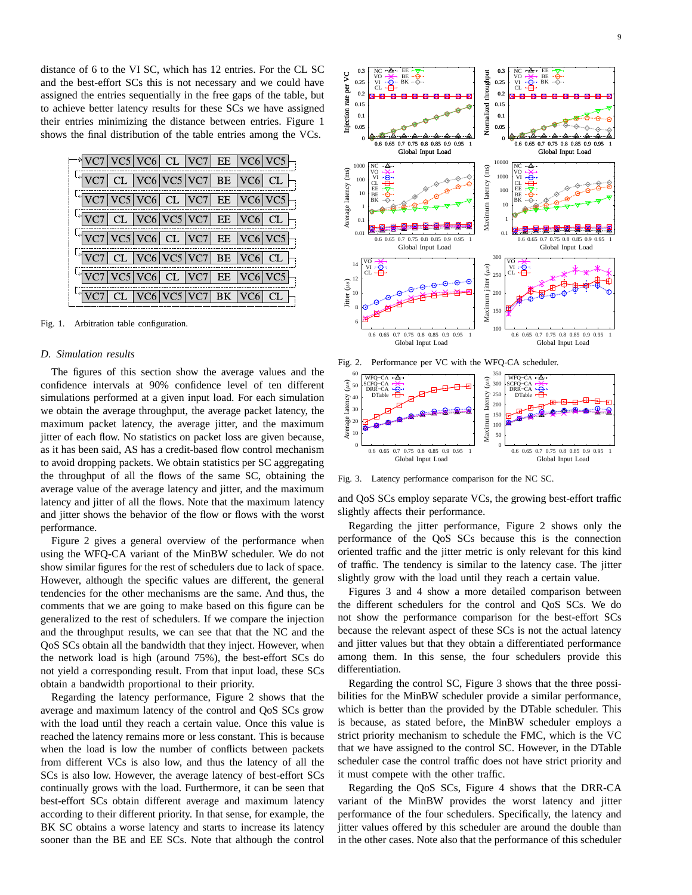distance of 6 to the VI SC, which has 12 entries. For the CL SC and the best-effort SCs this is not necessary and we could have assigned the entries sequentially in the free gaps of the table, but to achieve better latency results for these SCs we have assigned their entries minimizing the distance between entries. Figure 1 shows the final distribution of the table entries among the VCs.

| | | | | | | | |
|---|---|---|---|---|---|---|---|
| VC7 | VC5 | VC6 | CL | VC7 | EE | VC6 | VC5 |
| VC7 | CL | VC6 | VC5 | VC7 | BE | VC6 | CL |
| VC7 | VC5 | VC6 | CL | VC7 | EE | VC6 | VC5 |
| VC7 | CL | VC6 | VC5 | VC7 | EE | VC6 | CL |
| VC7 | VC5 | VC6 | CL | VC7 | EE | VC6 | VC5 |
| VC7 | CL | VC6 | VC5 | VC7 | BE | VC6 | CL |
| VC7 | VC5 | VC6 | CL | VC7 | EE | VC6 | VC5 |
| VC7 | CL | VC6 | VC5 | VC7 | BK | VC6 | CL |

Fig. 1. Arbitration table configuration.

Injection rate per VC
Normalized throughput
Average latency (ms)
Maximum latency (ms)
Jitter ($\mu s$)
Maximum jitter ($\mu s$)
Global Input Load
NC, VO, VI, CL, EE, BE, BK

Fig. 2. Performance per VC with the WFQ-CA scheduler.

Average latency ($\mu s$)
Maximum latency ($\mu s$)
Global Input Load
WFQ−CA, SCFQ−CA, DRR−CA, DTable

Fig. 3. Latency performance comparison for the NC SC.

### D. Simulation results

The figures of this section show the average values and the confidence intervals at 90% confidence level of ten different simulations performed at a given input load. For each simulation we obtain the average throughput, the average packet latency, the maximum packet latency, the average jitter, and the maximum jitter of each flow. No statistics on packet loss are given because, as it has been said, AS has a credit-based flow control mechanism to avoid dropping packets. We obtain statistics per SC aggregating the throughput of all the flows of the same SC, obtaining the average value of the average latency and jitter, and the maximum latency and jitter of all the flows. Note that the maximum latency and jitter shows the behavior of the flow or flows with the worst performance.

Figure 2 gives a general overview of the performance when using the WFQ-CA variant of the MinBW scheduler. We do not show similar figures for the rest of schedulers due to lack of space. However, although the specific values are different, the general tendencies for the other mechanisms are the same. And thus, the comments that we are going to make based on this figure can be generalized to the rest of schedulers. If we compare the injection and the throughput results, we can see that that the NC and the QoS SCs obtain all the bandwidth that they inject. However, when the network load is high (around 75%), the best-effort SCs do not yield a corresponding result. From that input load, these SCs obtain a bandwidth proportional to their priority.

Regarding the latency performance, Figure 2 shows that the average and maximum latency of the control and QoS SCs grow with the load until they reach a certain value. Once this value is reached the latency remains more or less constant. This is because when the load is low the number of conflicts between packets from different VCs is also low, and thus the latency of all the SCs is also low. However, the average latency of best-effort SCs continually grows with the load. Furthermore, it can be seen that best-effort SCs obtain different average and maximum latency according to their different priority. In that sense, for example, the BK SC obtains a worse latency and starts to increase its latency sooner than the BE and EE SCs. Note that although the control and QoS SCs employ separate VCs, the growing best-effort traffic slightly affects their performance.

Regarding the jitter performance, Figure 2 shows only the performance of the QoS SCs because this is the connection oriented traffic and the jitter metric is only relevant for this kind of traffic. The tendency is similar to the latency case. The jitter slightly grow with the load until they reach a certain value.

Figures 3 and 4 show a more detailed comparison between the different schedulers for the control and QoS SCs. We do not show the performance comparison for the best-effort SCs because the relevant aspect of these SCs is not the actual latency and jitter values but that they obtain a differentiated performance among them. In this sense, the four schedulers provide this differentiation.

Regarding the control SC, Figure 3 shows that the three possibilities for the MinBW scheduler provide a similar performance, which is better than the provided by the DTable scheduler. This is because, as stated before, the MinBW scheduler employs a strict priority mechanism to schedule the FMC, which is the VC that we have assigned to the control SC. However, in the DTable scheduler case the control traffic does not have strict priority and it must compete with the other traffic.

Regarding the QoS SCs, Figure 4 shows that the DRR-CA variant of the MinBW provides the worst latency and jitter performance of the four schedulers. Specifically, the latency and jitter values offered by this scheduler are around the double than in the other cases. Note also that the performance of this scheduler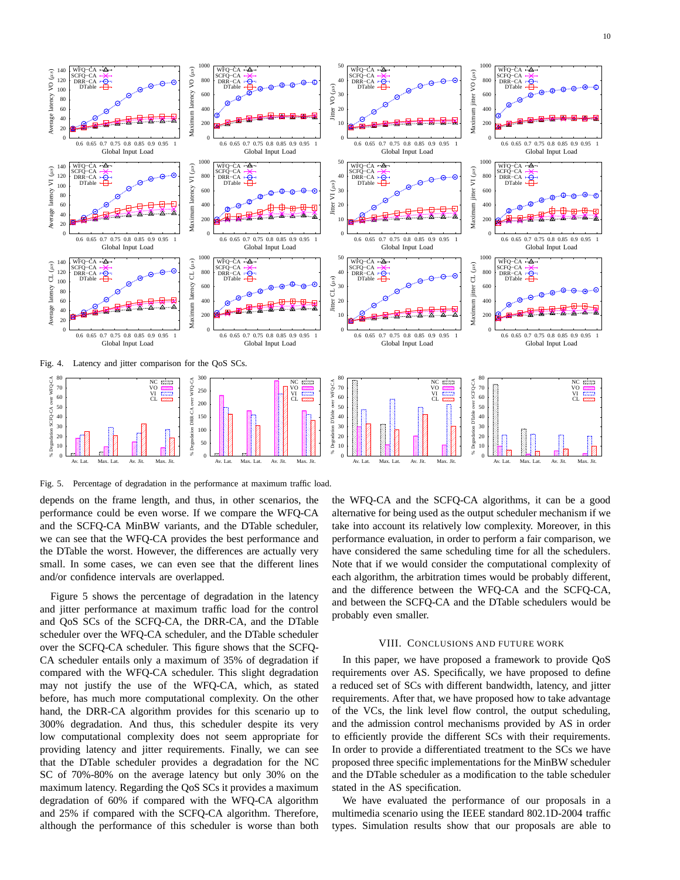Fig. 4. Latency and jitter comparison for the QoS SCs.

Fig. 5. Percentage of degradation in the performance at maximum traffic load.

depends on the frame length, and thus, in other scenarios, the performance could be even worse. If we compare the WFQ-CA and the SCFQ-CA MinBW variants, and the DTable scheduler, we can see that the WFQ-CA provides the best performance and the DTable the worst. However, the differences are actually very small. In some cases, we can even see that the different lines and/or confidence intervals are overlapped.

Figure 5 shows the percentage of degradation in the latency and jitter performance at maximum traffic load for the control and QoS SCs of the SCFQ-CA, the DRR-CA, and the DTable scheduler over the WFQ-CA scheduler, and the DTable scheduler over the SCFQ-CA scheduler. This figure shows that the SCFQ-CA scheduler entails only a maximum of 35% of degradation if compared with the WFQ-CA scheduler. This slight degradation may not justify the use of the WFQ-CA, which, as stated before, has much more computational complexity. On the other hand, the DRR-CA algorithm provides for this scenario up to 300% degradation. And thus, this scheduler despite its very low computational complexity does not seem appropriate for providing latency and jitter requirements. Finally, we can see that the DTable scheduler provides a degradation for the NC SC of 70%-80% on the average latency but only 30% on the maximum latency. Regarding the QoS SCs it provides a maximum degradation of 60% if compared with the WFQ-CA algorithm and 25% if compared with the SCFQ-CA algorithm. Therefore, although the performance of this scheduler is worse than both the WFQ-CA and the SCFQ-CA algorithms, it can be a good alternative for being used as the output scheduler mechanism if we take into account its relatively low complexity. Moreover, in this performance evaluation, in order to perform a fair comparison, we have considered the same scheduling time for all the schedulers. Note that if we would consider the computational complexity of each algorithm, the arbitration times would be probably different, and the difference between the WFQ-CA and the SCFQ-CA, and between the SCFQ-CA and the DTable schedulers would be probably even smaller.

## VIII. Conclusions and Future Work

In this paper, we have proposed a framework to provide QoS requirements over AS. Specifically, we have proposed to define a reduced set of SCs with different bandwidth, latency, and jitter requirements. After that, we have proposed how to take advantage of the VCs, the link level flow control, the output scheduling, and the admission control mechanisms provided by AS in order to efficiently provide the different SCs with their requirements. In order to provide a differentiated treatment to the SCs we have proposed three specific implementations for the MinBW scheduler and the DTable scheduler as a modification to the table scheduler stated in the AS specification.

We have evaluated the performance of our proposals in a multimedia scenario using the IEEE standard 802.1D-2004 traffic types. Simulation results show that our proposals are able to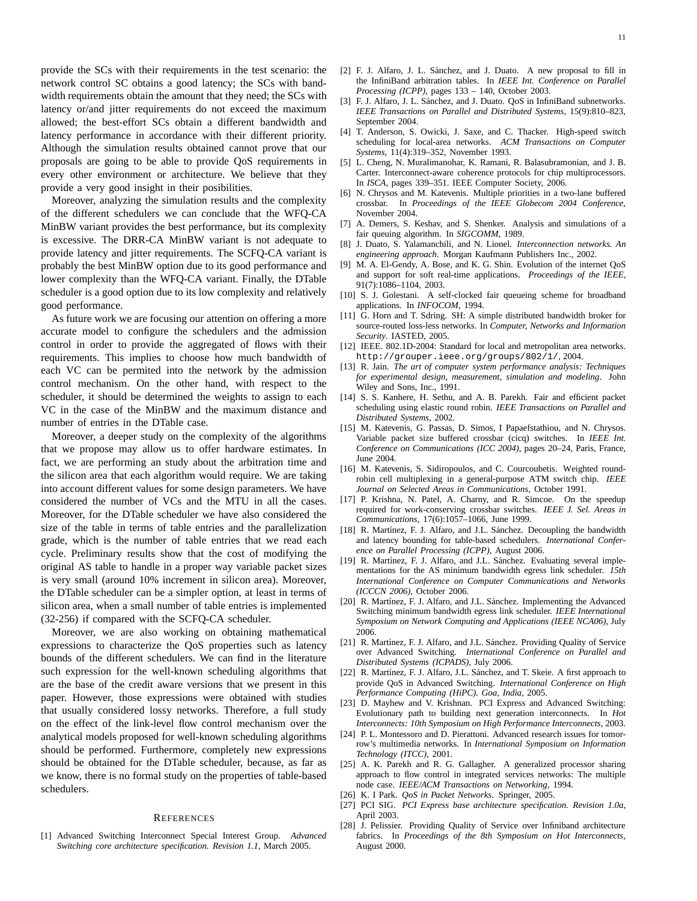provide the SCs with their requirements in the test scenario: the network control SC obtains a good latency; the SCs with bandwidth requirements obtain the amount that they need; the SCs with latency or/and jitter requirements do not exceed the maximum allowed; the best-effort SCs obtain a different bandwidth and latency performance in accordance with their different priority. Although the simulation results obtained cannot prove that our proposals are going to be able to provide QoS requirements in every other environment or architecture. We believe that they provide a very good insight in their posibilities.

Moreover, analyzing the simulation results and the complexity of the different schedulers we can conclude that the WFQ-CA MinBW variant provides the best performance, but its complexity is excessive. The DRR-CA MinBW variant is not adequate to provide latency and jitter requirements. The SCFQ-CA variant is probably the best MinBW option due to its good performance and lower complexity than the WFQ-CA variant. Finally, the DTable scheduler is a good option due to its low complexity and relatively good performance.

As future work we are focusing our attention on offering a more accurate model to configure the schedulers and the admission control in order to provide the aggregated of flows with their requirements. This implies to choose how much bandwidth of each VC can be permited into the network by the admission control mechanism. On the other hand, with respect to the scheduler, it should be determined the weights to assign to each VC in the case of the MinBW and the maximum distance and number of entries in the DTable case.

Moreover, a deeper study on the complexity of the algorithms that we propose may allow us to offer hardware estimates. In fact, we are performing an study about the arbitration time and the silicon area that each algorithm would require. We are taking into account different values for some design parameters. We have considered the number of VCs and the MTU in all the cases. Moreover, for the DTable scheduler we have also considered the size of the table in terms of table entries and the parallelization grade, which is the number of table entries that we read each cycle. Preliminary results show that the cost of modifying the original AS table to handle in a proper way variable packet sizes is very small (around 10% increment in silicon area). Moreover, the DTable scheduler can be a simpler option, at least in terms of silicon area, when a small number of table entries is implemented (32-256) if compared with the SCFQ-CA scheduler.

Moreover, we are also working on obtaining mathematical expressions to characterize the QoS properties such as latency bounds of the different schedulers. We can find in the literature such expression for the well-known scheduling algorithms that are the base of the credit aware versions that we present in this paper. However, those expressions were obtained with studies that usually considered lossy networks. Therefore, a full study on the effect of the link-level flow control mechanism over the analytical models proposed for well-known scheduling algorithms should be performed. Furthermore, completely new expressions should be obtained for the DTable scheduler, because, as far as we know, there is no formal study on the properties of table-based schedulers.

## References

[1] Advanced Switching Interconnect Special Interest Group. *Advanced Switching core architecture specification. Revision 1.1*, March 2005.

[2] F. J. Alfaro, J. L. Sánchez, and J. Duato. A new proposal to fill in the InfiniBand arbitration tables. In *IEEE Int. Conference on Parallel Processing (ICPP)*, pages 133 – 140, October 2003.

[3] F. J. Alfaro, J. L. Sánchez, and J. Duato. QoS in InfiniBand subnetworks. *IEEE Transactions on Parallel and Distributed Systems*, 15(9):810–823, September 2004.

[4] T. Anderson, S. Owicki, J. Saxe, and C. Thacker. High-speed switch scheduling for local-area networks. *ACM Transactions on Computer Systems*, 11(4):319–352, November 1993.

[5] L. Cheng, N. Muralimanohar, K. Ramani, R. Balasubramonian, and J. B. Carter. Interconnect-aware coherence protocols for chip multiprocessors. In *ISCA*, pages 339–351. IEEE Computer Society, 2006.

[6] N. Chrysos and M. Katevenis. Multiple priorities in a two-lane buffered crossbar. In *Proceedings of the IEEE Globecom 2004 Conference*, November 2004.

[7] A. Demers, S. Keshav, and S. Shenker. Analysis and simulations of a fair queuing algorithm. In *SIGCOMM*, 1989.

[8] J. Duato, S. Yalamanchili, and N. Lionel. *Interconnection networks. An engineering approach*. Morgan Kaufmann Publishers Inc., 2002.

[9] M. A. El-Gendy, A. Bose, and K. G. Shin. Evolution of the internet QoS and support for soft real-time applications. *Proceedings of the IEEE*, 91(7):1086–1104, 2003.

[10] S. J. Golestani. A self-clocked fair queueing scheme for broadband applications. In *INFOCOM*, 1994.

[11] G. Horn and T. Sdring. SH: A simple distributed bandwidth broker for source-routed loss-less networks. In *Computer, Networks and Information Security*. IASTED, 2005.

[12] IEEE. 802.1D-2004: Standard for local and metropolitan area networks. http://grouper.ieee.org/groups/802/1/, 2004.

[13] R. Jain. *The art of computer system performance analysis: Techniques for experimental design, measurement, simulation and modeling*. John Wiley and Sons, Inc., 1991.

[14] S. S. Kanhere, H. Sethu, and A. B. Parekh. Fair and efficient packet scheduling using elastic round robin. *IEEE Transactions on Parallel and Distributed Systems*, 2002.

[15] M. Katevenis, G. Passas, D. Simos, I Papaefstathiou, and N. Chrysos. Variable packet size buffered crossbar (cicq) switches. In *IEEE Int. Conference on Communications (ICC 2004)*, pages 20–24, Paris, France, June 2004.

[16] M. Katevenis, S. Sidiropoulos, and C. Courcoubetis. Weighted round-robin cell multiplexing in a general-purpose ATM switch chip. *IEEE Journal on Selected Areas in Communications*, October 1991.

[17] P. Krishna, N. Patel, A. Charny, and R. Simcoe. On the speedup required for work-conserving crossbar switches. *IEEE J. Sel. Areas in Communications*, 17(6):1057–1066, June 1999.

[18] R. Martínez, F. J. Alfaro, and J.L. Sánchez. Decoupling the bandwidth and latency bounding for table-based schedulers. *International Conference on Parallel Processing (ICPP)*, August 2006.

[19] R. Martínez, F. J. Alfaro, and J.L. Sánchez. Evaluating several implementations for the AS minimum bandwidth egress link scheduler. *15th International Conference on Computer Communications and Networks (ICCCN 2006)*, October 2006.

[20] R. Martínez, F. J. Alfaro, and J.L. Sánchez. Implementing the Advanced Switching minimum bandwidth egress link scheduler. *IEEE International Symposium on Network Computing and Applications (IEEE NCA06)*, July 2006.

[21] R. Martínez, F. J. Alfaro, and J.L. Sánchez. Providing Quality of Service over Advanced Switching. *International Conference on Parallel and Distributed Systems (ICPADS)*, July 2006.

[22] R. Martínez, F. J. Alfaro, J.L. Sánchez, and T. Skeie. A first approach to provide QoS in Advanced Switching. *International Conference on High Performance Computing (HiPC). Goa, India*, 2005.

[23] D. Mayhew and V. Krishnan. PCI Express and Advanced Switching: Evolutionary path to building next generation interconnects. In *Hot Interconnects: 10th Symposium on High Performance Interconnects*, 2003.

[24] P. L. Montessoro and D. Pierattoni. Advanced research issues for tomorrow's multimedia networks. In *International Symposium on Information Technology (ITCC)*, 2001.

[25] A. K. Parekh and R. G. Gallagher. A generalized processor sharing approach to flow control in integrated services networks: The multiple node case. *IEEE/ACM Transactions on Networking*, 1994.

[26] K. I Park. *QoS in Packet Networks*. Springer, 2005.

[27] PCI SIG. *PCI Express base architecture specification. Revision 1.0a*, April 2003.

[28] J. Pelissier. Providing Quality of Service over Infiniband architecture fabrics. In *Proceedings of the 8th Symposium on Hot Interconnects*, August 2000.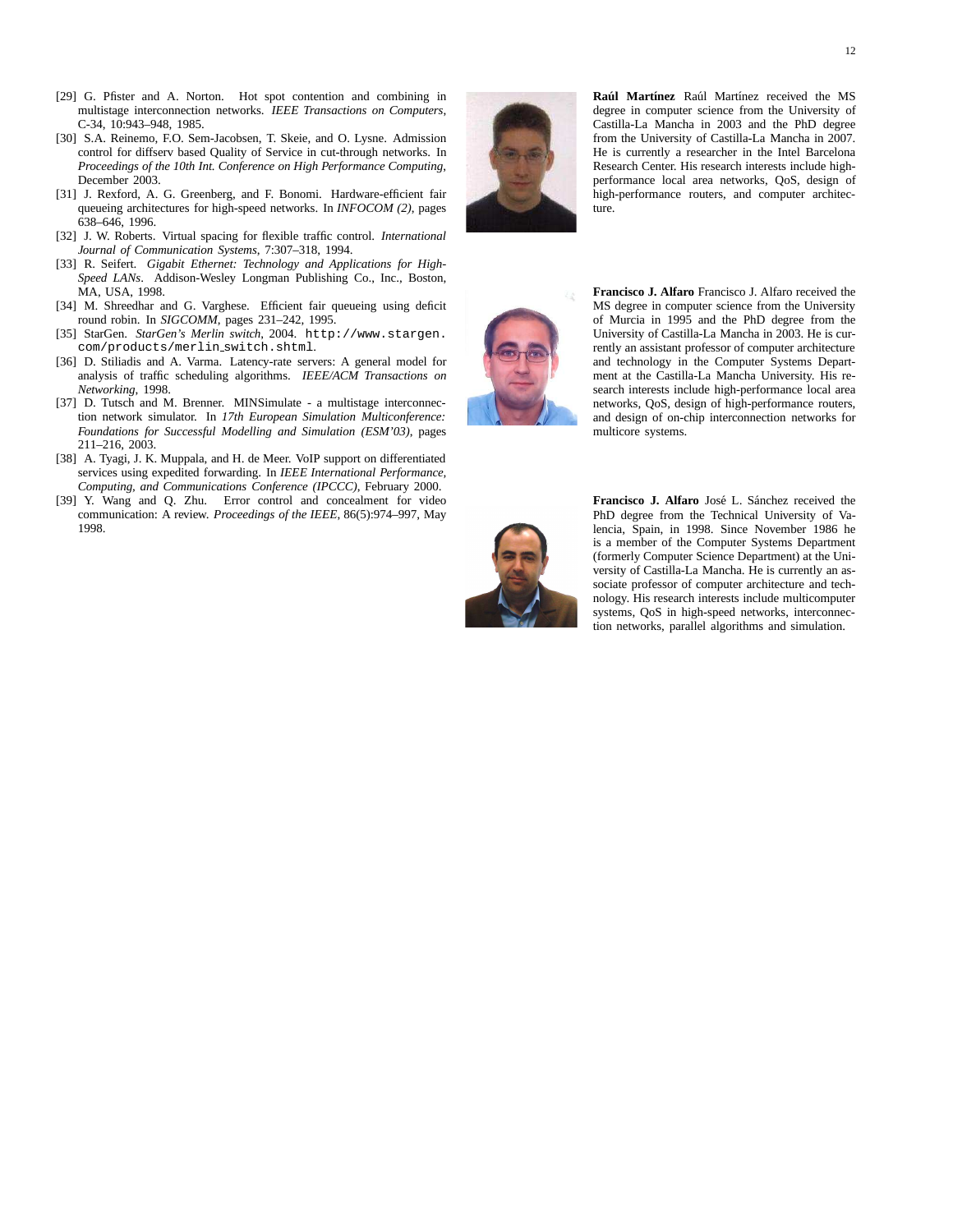[29] G. Pfister and A. Norton. Hot spot contention and combining in multistage interconnection networks. *IEEE Transactions on Computers*, C-34, 10:943–948, 1985.

[30] S.A. Reinemo, F.O. Sem-Jacobsen, T. Skeie, and O. Lysne. Admission control for diffserv based Quality of Service in cut-through networks. In *Proceedings of the 10th Int. Conference on High Performance Computing*, December 2003.

[31] J. Rexford, A. G. Greenberg, and F. Bonomi. Hardware-efficient fair queueing architectures for high-speed networks. In *INFOCOM (2)*, pages 638–646, 1996.

[32] J. W. Roberts. Virtual spacing for flexible traffic control. *International Journal of Communication Systems*, 7:307–318, 1994.

[33] R. Seifert. *Gigabit Ethernet: Technology and Applications for High-Speed LANs*. Addison-Wesley Longman Publishing Co., Inc., Boston, MA, USA, 1998.

[34] M. Shreedhar and G. Varghese. Efficient fair queueing using deficit round robin. In *SIGCOMM*, pages 231–242, 1995.

[35] StarGen. *StarGen's Merlin switch*, 2004. http://www.stargen.com/products/merlin_switch.shtml.

[36] D. Stiliadis and A. Varma. Latency-rate servers: A general model for analysis of traffic scheduling algorithms. *IEEE/ACM Transactions on Networking*, 1998.

[37] D. Tutsch and M. Brenner. MINSimulate - a multistage interconnection network simulator. In *17th European Simulation Multiconference: Foundations for Successful Modelling and Simulation (ESM'03)*, pages 211–216, 2003.

[38] A. Tyagi, J. K. Muppala, and H. de Meer. VoIP support on differentiated services using expedited forwarding. In *IEEE International Performance, Computing, and Communications Conference (IPCCC)*, February 2000.

[39] Y. Wang and Q. Zhu. Error control and concealment for video communication: A review. *Proceedings of the IEEE*, 86(5):974–997, May 1998.

**Raúl Martínez** Raúl Martínez received the MS degree in computer science from the University of Castilla-La Mancha in 2003 and the PhD degree from the University of Castilla-La Mancha in 2007. He is currently a researcher in the Intel Barcelona Research Center. His research interests include high-performance local area networks, QoS, design of high-performance routers, and computer architecture.

**Francisco J. Alfaro** Francisco J. Alfaro received the MS degree in computer science from the University of Murcia in 1995 and the PhD degree from the University of Castilla-La Mancha in 2003. He is currently an assistant professor of computer architecture and technology in the Computer Systems Department at the Castilla-La Mancha University. His research interests include high-performance local area networks, QoS, design of high-performance routers, and design of on-chip interconnection networks for multicore systems.

**Francisco J. Alfaro** José L. Sánchez received the PhD degree from the Technical University of Valencia, Spain, in 1998. Since November 1986 he is a member of the Computer Systems Department (formerly Computer Science Department) at the University of Castilla-La Mancha. He is currently an associate professor of computer architecture and technology. His research interests include multicomputer systems, QoS in high-speed networks, interconnection networks, parallel algorithms and simulation.